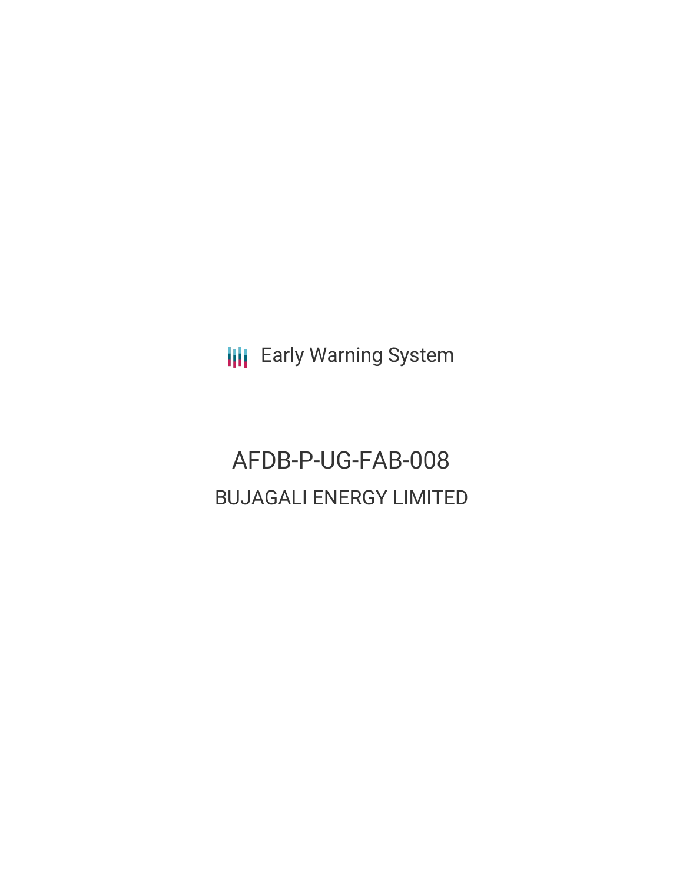Early Warning System

# AFDB-P-UG-FAB-008

## BUJAGALI ENERGY LIMITED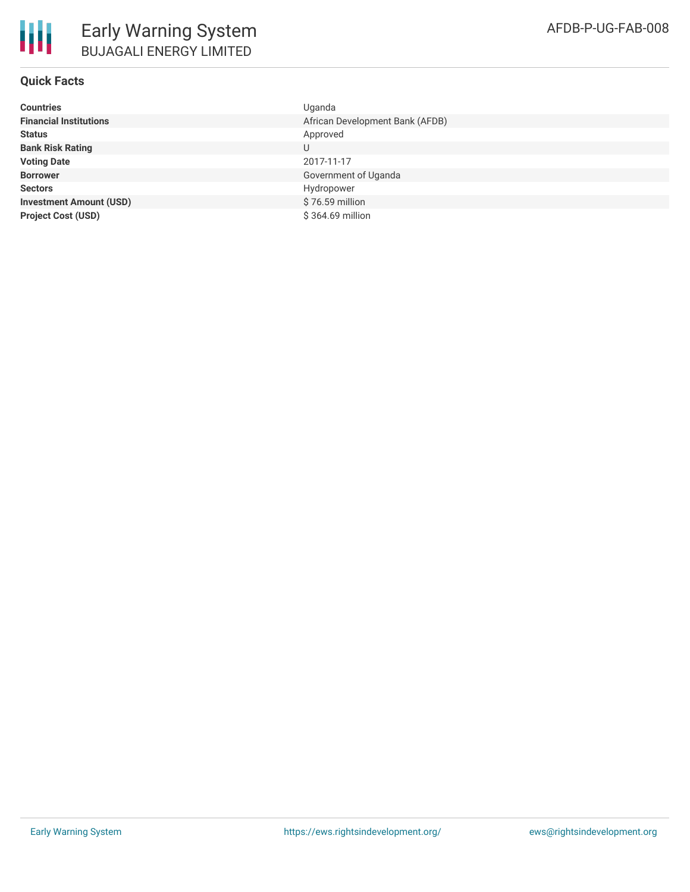# Early Warning System

BUJAGALI ENERGY LIMITED

AFDB-P-UG-FAB-008

## Quick Facts

| | |
|---|---|
| **Countries** | Uganda |
| **Financial Institutions** | African Development Bank (AFDB) |
| **Status** | Approved |
| **Bank Risk Rating** | U |
| **Voting Date** | 2017-11-17 |
| **Borrower** | Government of Uganda |
| **Sectors** | Hydropower |
| **Investment Amount (USD)** | $ 76.59 million |
| **Project Cost (USD)** | $ 364.69 million |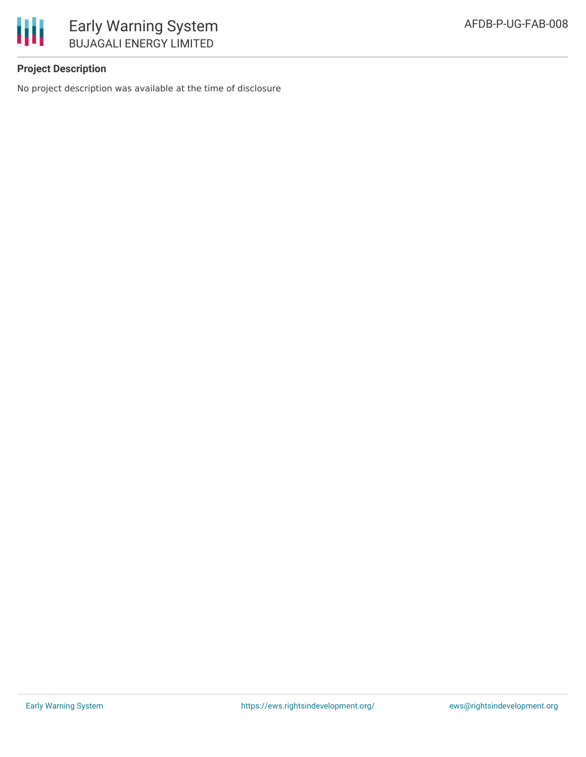## Project Description

No project description was available at the time of disclosure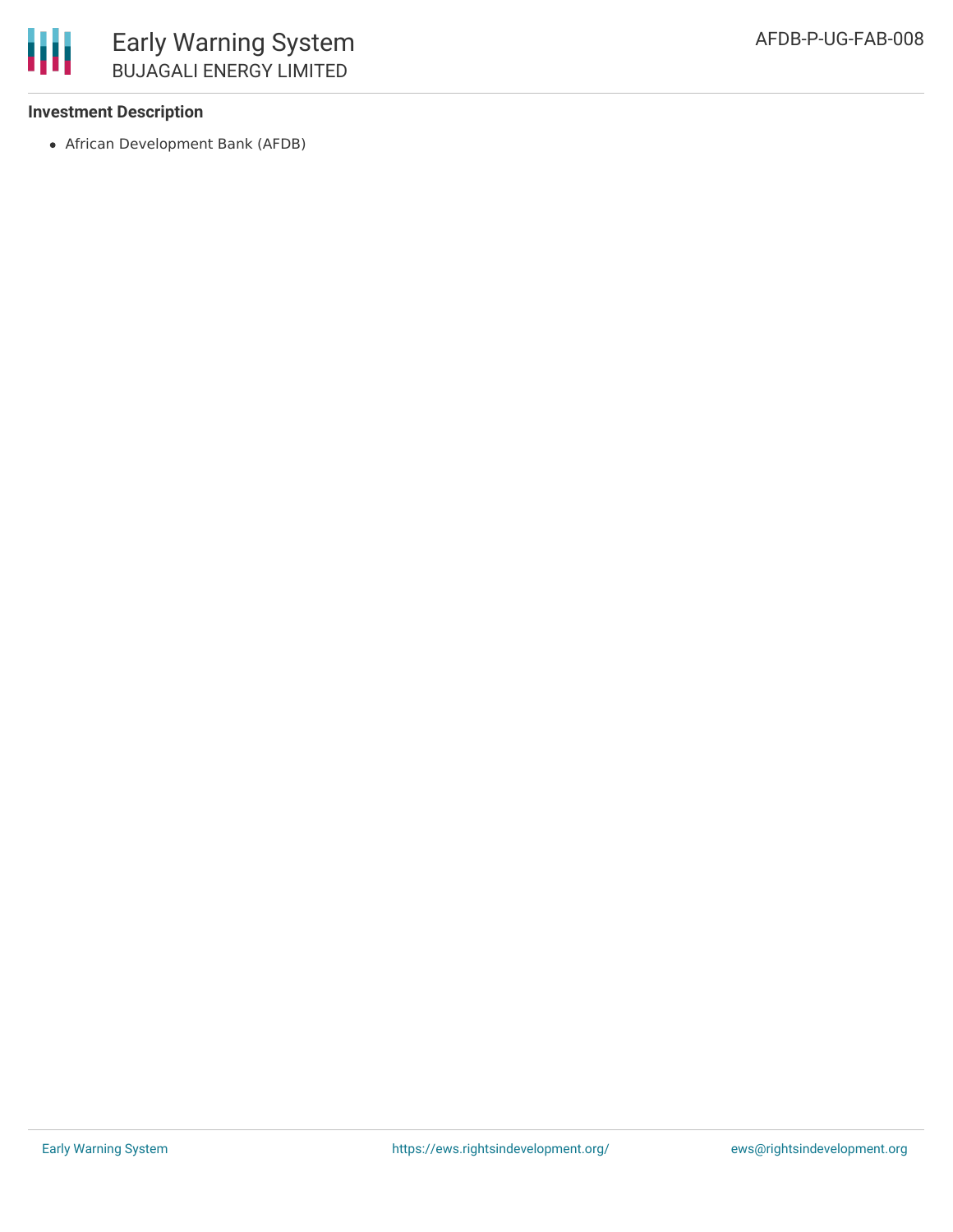**Investment Description**

- African Development Bank (AFDB)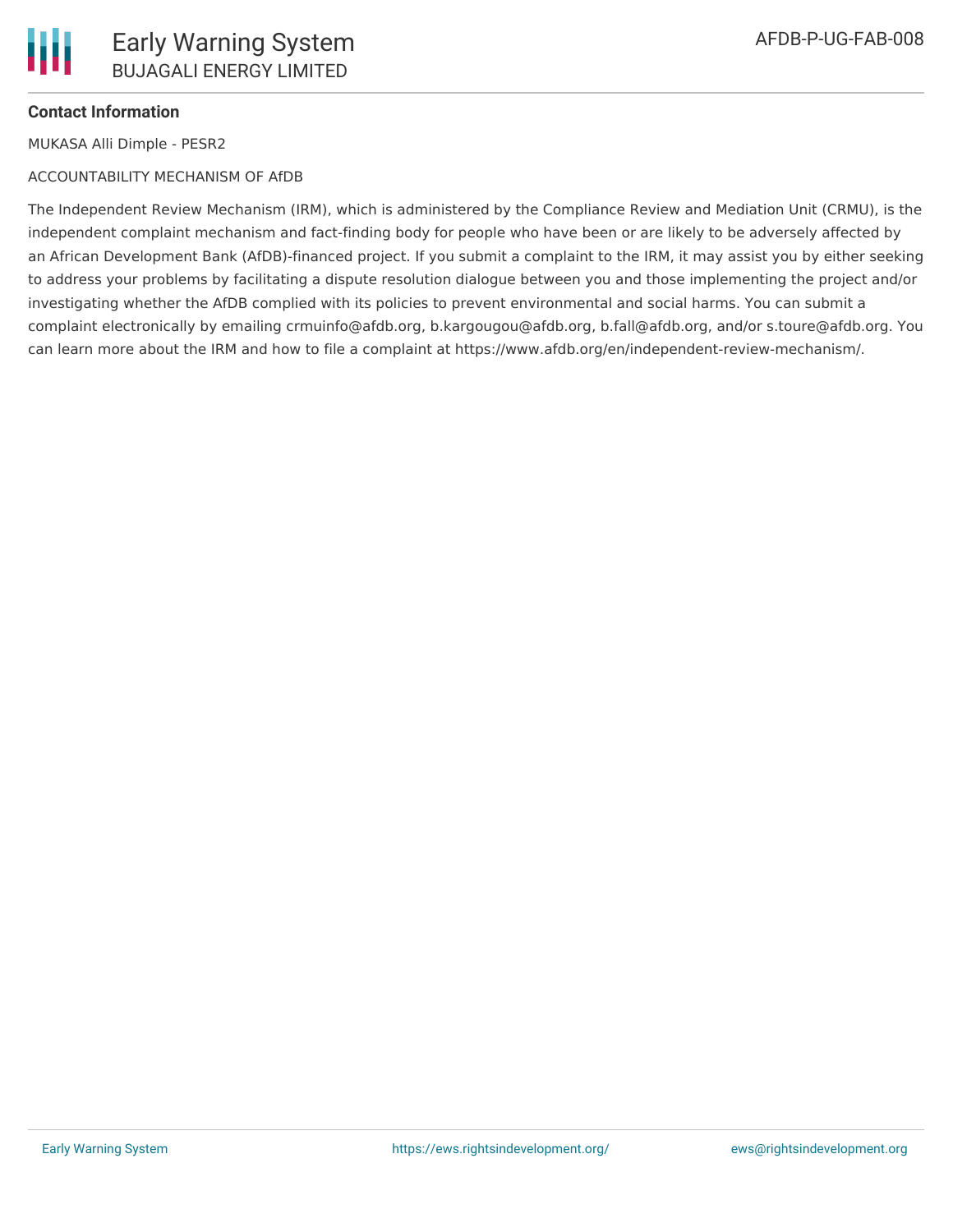**Contact Information**

MUKASA Alli Dimple - PESR2

ACCOUNTABILITY MECHANISM OF AfDB

The Independent Review Mechanism (IRM), which is administered by the Compliance Review and Mediation Unit (CRMU), is the independent complaint mechanism and fact-finding body for people who have been or are likely to be adversely affected by an African Development Bank (AfDB)-financed project. If you submit a complaint to the IRM, it may assist you by either seeking to address your problems by facilitating a dispute resolution dialogue between you and those implementing the project and/or investigating whether the AfDB complied with its policies to prevent environmental and social harms. You can submit a complaint electronically by emailing crmuinfo@afdb.org, b.kargougou@afdb.org, b.fall@afdb.org, and/or s.toure@afdb.org. You can learn more about the IRM and how to file a complaint at https://www.afdb.org/en/independent-review-mechanism/.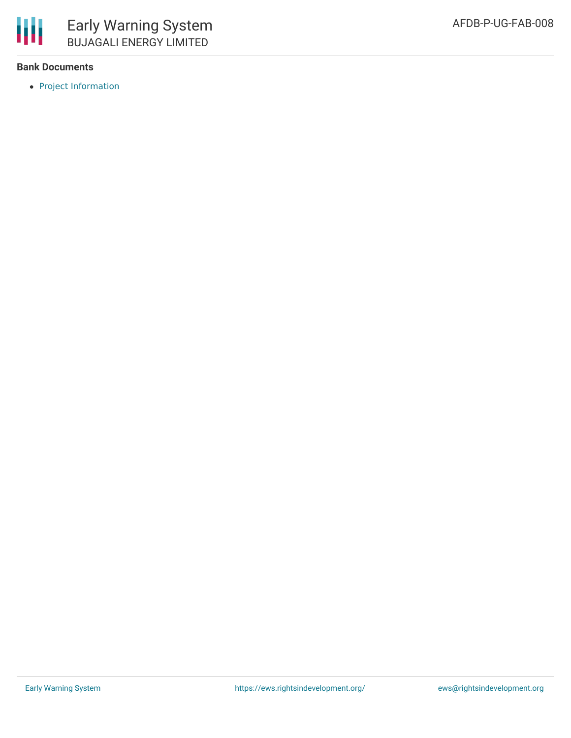**Bank Documents**

- Project Information